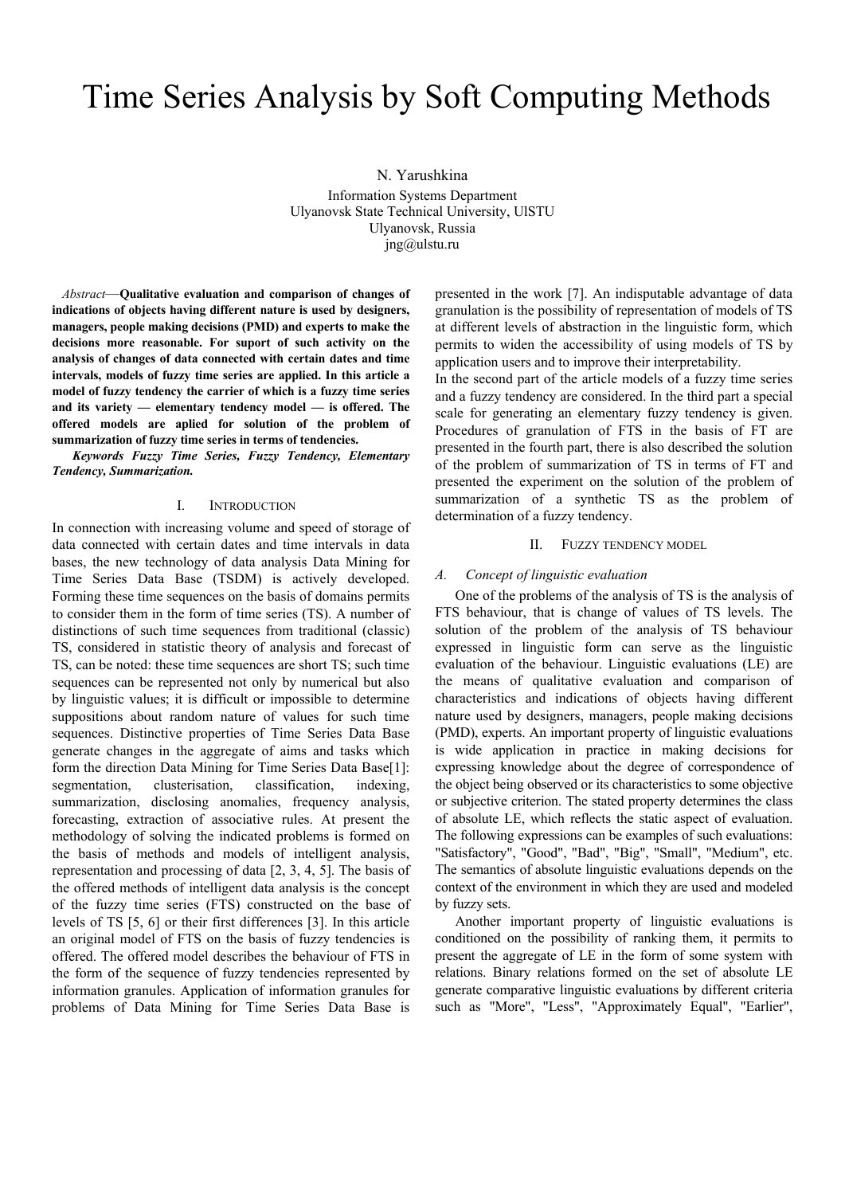# Time Series Analysis by Soft Computing Methods

N. Yarushkina

Information Systems Department
Ulyanovsk State Technical University, UlSTU
Ulyanovsk, Russia
jng@ulstu.ru

*Abstract*—**Qualitative evaluation and comparison of changes of indications of objects having different nature is used by designers, managers, people making decisions (PMD) and experts to make the decisions more reasonable. For suport of such activity on the analysis of changes of data connected with certain dates and time intervals, models of fuzzy time series are applied. In this article a model of fuzzy tendency the carrier of which is a fuzzy time series and its variety — elementary tendency model — is offered. The offered models are aplied for solution of the problem of summarization of fuzzy time series in terms of tendencies.**

***Keywords Fuzzy Time Series, Fuzzy Tendency, Elementary Tendency, Summarization.***

## I. INTRODUCTION

In connection with increasing volume and speed of storage of data connected with certain dates and time intervals in data bases, the new technology of data analysis Data Mining for Time Series Data Base (TSDM) is actively developed. Forming these time sequences on the basis of domains permits to consider them in the form of time series (TS). A number of distinctions of such time sequences from traditional (classic) TS, considered in statistic theory of analysis and forecast of TS, can be noted: these time sequences are short TS; such time sequences can be represented not only by numerical but also by linguistic values; it is difficult or impossible to determine suppositions about random nature of values for such time sequences. Distinctive properties of Time Series Data Base generate changes in the aggregate of aims and tasks which form the direction Data Mining for Time Series Data Base[1]: segmentation, clusterisation, classification, indexing, summarization, disclosing anomalies, frequency analysis, forecasting, extraction of associative rules. At present the methodology of solving the indicated problems is formed on the basis of methods and models of intelligent analysis, representation and processing of data [2, 3, 4, 5]. The basis of the offered methods of intelligent data analysis is the concept of the fuzzy time series (FTS) constructed on the base of levels of TS [5, 6] or their first differences [3]. In this article an original model of FTS on the basis of fuzzy tendencies is offered. The offered model describes the behaviour of FTS in the form of the sequence of fuzzy tendencies represented by information granules. Application of information granules for problems of Data Mining for Time Series Data Base is presented in the work [7]. An indisputable advantage of data granulation is the possibility of representation of models of TS at different levels of abstraction in the linguistic form, which permits to widen the accessibility of using models of TS by application users and to improve their interpretability.

In the second part of the article models of a fuzzy time series and a fuzzy tendency are considered. In the third part a special scale for generating an elementary fuzzy tendency is given. Procedures of granulation of FTS in the basis of FT are presented in the fourth part, there is also described the solution of the problem of summarization of TS in terms of FT and presented the experiment on the solution of the problem of summarization of a synthetic TS as the problem of determination of a fuzzy tendency.

## II. FUZZY TENDENCY MODEL

### A. Concept of linguistic evaluation

One of the problems of the analysis of TS is the analysis of FTS behaviour, that is change of values of TS levels. The solution of the problem of the analysis of TS behaviour expressed in linguistic form can serve as the linguistic evaluation of the behaviour. Linguistic evaluations (LE) are the means of qualitative evaluation and comparison of characteristics and indications of objects having different nature used by designers, managers, people making decisions (PMD), experts. An important property of linguistic evaluations is wide application in practice in making decisions for expressing knowledge about the degree of correspondence of the object being observed or its characteristics to some objective or subjective criterion. The stated property determines the class of absolute LE, which reflects the static aspect of evaluation. The following expressions can be examples of such evaluations: "Satisfactory", "Good", "Bad", "Big", "Small", "Medium", etc. The semantics of absolute linguistic evaluations depends on the context of the environment in which they are used and modeled by fuzzy sets.

Another important property of linguistic evaluations is conditioned on the possibility of ranking them, it permits to present the aggregate of LE in the form of some system with relations. Binary relations formed on the set of absolute LE generate comparative linguistic evaluations by different criteria such as "More", "Less", "Approximately Equal", "Earlier",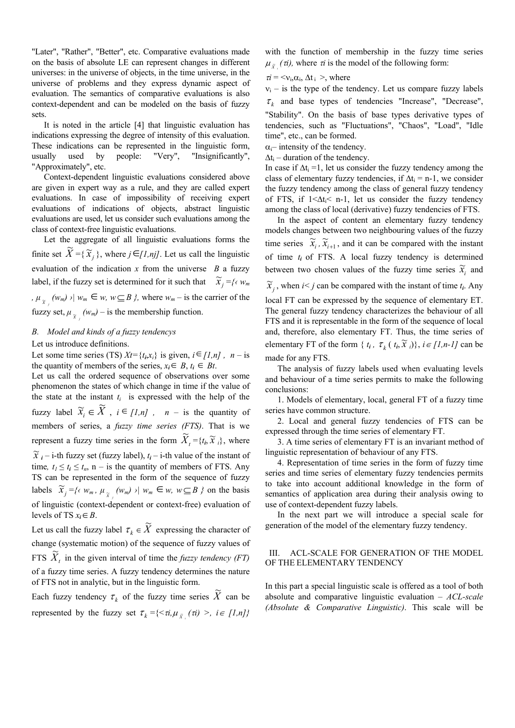"Later", "Rather", "Better", etc. Comparative evaluations made on the basis of absolute LE can represent changes in different universes: in the universe of objects, in the time universe, in the universe of problems and they express dynamic aspect of evaluation. The semantics of comparative evaluations is also context-dependent and can be modeled on the basis of fuzzy sets.

It is noted in the article [4] that linguistic evaluation has indications expressing the degree of intensity of this evaluation. These indications can be represented in the linguistic form, usually used by people: "Very", "Insignificantly", "Approximately", etc.

Context-dependent linguistic evaluations considered above are given in expert way as a rule, and they are called expert evaluations. In case of impossibility of receiving expert evaluations of indications of objects, abstract linguistic evaluations are used, let us consider such evaluations among the class of context-free linguistic evaluations.

Let the aggregate of all linguistic evaluations forms the finite set $\widetilde{X} = \{\widetilde{x}_j\}$, where $j \in [1,nj]$. Let us call the linguistic evaluation of the indication $x$ from the universe $B$ a fuzzy label, if the fuzzy set is determined for it such that $\widetilde{x}_j = \{\langle w_m, \mu_{\widetilde{x}_j}(w_m) \rangle | \ w_m \in w, w \subseteq B\}$, where $w_m$ – is the carrier of the fuzzy set, $\mu_{\widetilde{x}_j}(w_m)$ – is the membership function.

### B. Model and kinds of a fuzzy tendencys

Let us introduce definitions.

Let some time series (TS) $Xt=\{t_i,x_i\}$ is given, $i \in [1,n]$, $n$ – is the quantity of members of the series, $x_i \in B$, $t_i \in Bt$.

Let us call the ordered sequence of observations over some phenomenon the states of which change in time if the value of the state at the instant $t_i$ is expressed with the help of the fuzzy label $\widetilde{x}_i \in \widetilde{X}$, $i \in [1,n]$, $n$ – is the quantity of members of series, a *fuzzy time series (FTS)*. That is we represent a fuzzy time series in the form $\widetilde{X}_t = \{t_i, \widetilde{x}_i\}$, where $\widetilde{x}_i$ – i-th fuzzy set (fuzzy label), $t_i$ – i-th value of the instant of time, $t_1 \le t_i \le t_n$, n – is the quantity of members of FTS. Any TS can be represented in the form of the sequence of fuzzy labels $\widetilde{x}_j = \{\langle w_m, \mu_{\widetilde{x}_j}(w_m) \rangle | \ w_m \in w, w \subseteq B\}$ on the basis of linguistic (context-dependent or context-free) evaluation of levels of TS $x_i \in B$.

Let us call the fuzzy label $\tau_k \in \widetilde{X}$ expressing the character of change (systematic motion) of the sequence of fuzzy values of FTS $\widetilde{X}_t$ in the given interval of time the *fuzzy tendency (FT)* of a fuzzy time series. A fuzzy tendency determines the nature of FTS not in analytic, but in the linguistic form.

Each fuzzy tendency $\tau_k$ of the fuzzy time series $\widetilde{X}$ can be represented by the fuzzy set $\tau_k = \{\langle \tau i, \mu_{\widetilde{X}_t}(\tau i) \rangle, \ i \in [1,n]\}$ with the function of membership in the fuzzy time series $\mu_{\widetilde{X}_t}(\tau i)$, where $\tau i$ is the model of the following form:

$\tau i = \langle \nu_i, \alpha_i, \Delta t_i \rangle$, where

$\nu_i$ – is the type of the tendency. Let us compare fuzzy labels $\tau_k$ and base types of tendencies "Increase", "Decrease", "Stability". On the basis of base types derivative types of tendencies, such as "Fluctuations", "Chaos", "Load", "Idle time", etc., can be formed.

$\alpha_i$ – intensity of the tendency.

$\Delta t_i$ – duration of the tendency.

In case if $\Delta t_i = 1$, let us consider the fuzzy tendency among the class of elementary fuzzy tendencies, if $\Delta t_i = n-1$, we consider the fuzzy tendency among the class of general fuzzy tendency of FTS, if $1 < \Delta t_i < n-1$, let us consider the fuzzy tendency among the class of local (derivative) fuzzy tendencies of FTS.

In the aspect of content an elementary fuzzy tendency models changes between two neighbouring values of the fuzzy time series $\widetilde{x}_i, \widetilde{x}_{i+1}$, and it can be compared with the instant of time $t_i$ of FTS. A local fuzzy tendency is determined between two chosen values of the fuzzy time series $\widetilde{x}_i$ and $\widetilde{x}_j$, when $i < j$ can be compared with the instant of time $t_i$. Any local FT can be expressed by the sequence of elementary ET. The general fuzzy tendency characterizes the behaviour of all FTS and it is representable in the form of the sequence of local and, therefore, also elementary FT. Thus, the time series of elementary FT of the form $\{t_i, \tau_k(t_i, \widetilde{x}_i)\}$, $i \in [1,n-1]$ can be made for any FTS.

The analysis of fuzzy labels used when evaluating levels and behaviour of a time series permits to make the following conclusions:

1. Models of elementary, local, general FT of a fuzzy time series have common structure.
2. Local and general fuzzy tendencies of FTS can be expressed through the time series of elementary FT.
3. A time series of elementary FT is an invariant method of linguistic representation of behaviour of any FTS.
4. Representation of time series in the form of fuzzy time series and time series of elementary fuzzy tendencies permits to take into account additional knowledge in the form of semantics of application area during their analysis owing to use of context-dependent fuzzy labels.

In the next part we will introduce a special scale for generation of the model of the elementary fuzzy tendency.

## III. ACL-SCALE FOR GENERATION OF THE MODEL OF THE ELEMENTARY TENDENCY

In this part a special linguistic scale is offered as a tool of both absolute and comparative linguistic evaluation – *ACL-scale (Absolute & Comparative Linguistic)*. This scale will be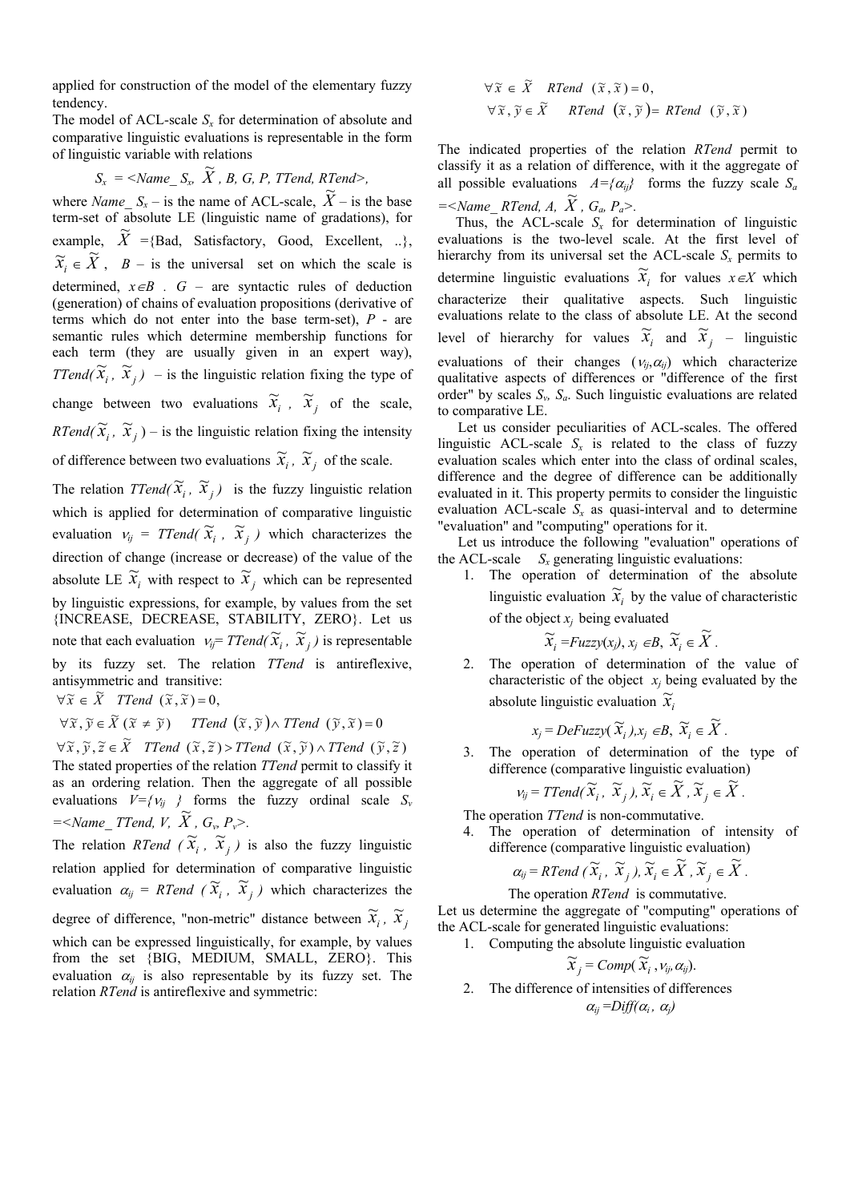applied for construction of the model of the elementary fuzzy tendency.

The model of ACL-scale $S_x$ for determination of absolute and comparative linguistic evaluations is representable in the form of linguistic variable with relations

$$S_x = <Name\_S_x, \widetilde{X}, B, G, P, TTend, RTend>,$$

where *Name_ $S_x$* – is the name of ACL-scale, $\widetilde{X}$ – is the base term-set of absolute LE (linguistic name of gradations), for example, $\widetilde{X}$ ={Bad, Satisfactory, Good, Excellent, ..}, $\widetilde{x}_i \in \widetilde{X}$, $B$ – is the universal set on which the scale is determined, $x \in B$ . $G$ – are syntactic rules of deduction (generation) of chains of evaluation propositions (derivative of terms which do not enter into the base term-set), $P$ - are semantic rules which determine membership functions for each term (they are usually given in an expert way), $TTend(\widetilde{x}_i, \widetilde{x}_j)$ – is the linguistic relation fixing the type of change between two evaluations $\widetilde{x}_i$, $\widetilde{x}_j$ of the scale, $RTend(\widetilde{x}_i, \widetilde{x}_j)$ – is the linguistic relation fixing the intensity of difference between two evaluations $\widetilde{x}_i$, $\widetilde{x}_j$ of the scale.

The relation $TTend(\widetilde{x}_i, \widetilde{x}_j)$ is the fuzzy linguistic relation which is applied for determination of comparative linguistic evaluation $\nu_{ij} = TTend(\widetilde{x}_i, \widetilde{x}_j)$ which characterizes the direction of change (increase or decrease) of the value of the absolute LE $\widetilde{x}_i$ with respect to $\widetilde{x}_j$ which can be represented by linguistic expressions, for example, by values from the set {INCREASE, DECREASE, STABILITY, ZERO}. Let us note that each evaluation $\nu_{ij}= TTend(\widetilde{x}_i, \widetilde{x}_j)$ is representable by its fuzzy set. The relation *TTend* is antireflexive, antisymmetric and transitive:

$$\forall \widetilde{x} \in \widetilde{X} \quad TTend\ (\widetilde{x}, \widetilde{x}) = 0,$$

$$\forall \widetilde{x}, \widetilde{y} \in \widetilde{X}\ (\widetilde{x} \neq \widetilde{y}) \quad TTend\ (\widetilde{x}, \widetilde{y}) \wedge TTend\ (\widetilde{y}, \widetilde{x}) = 0$$

$$\forall \widetilde{x}, \widetilde{y}, \widetilde{z} \in \widetilde{X} \quad TTend\ (\widetilde{x}, \widetilde{z}) > TTend\ (\widetilde{x}, \widetilde{y}) \wedge TTend\ (\widetilde{y}, \widetilde{z})$$

The stated properties of the relation *TTend* permit to classify it as an ordering relation. Then the aggregate of all possible evaluations $V=\{\nu_{ij}\}$ forms the fuzzy ordinal scale $S_v$ $=<Name\_TTend, V, \widetilde{X}, G_v, P_v>$.

The relation $RTend(\widetilde{x}_i, \widetilde{x}_j)$ is also the fuzzy linguistic relation applied for determination of comparative linguistic evaluation $\alpha_{ij} = RTend(\widetilde{x}_i, \widetilde{x}_j)$ which characterizes the degree of difference, "non-metric" distance between $\widetilde{x}_i$, $\widetilde{x}_j$ which can be expressed linguistically, for example, by values from the set {BIG, MEDIUM, SMALL, ZERO}. This evaluation $\alpha_{ij}$ is also representable by its fuzzy set. The relation *RTend* is antireflexive and symmetric:

$$\forall \widetilde{x} \in \widetilde{X} \quad RTend\ (\widetilde{x}, \widetilde{x}) = 0,$$

$$\forall \widetilde{x}, \widetilde{y} \in \widetilde{X} \quad RTend\ (\widetilde{x}, \widetilde{y}) = RTend\ (\widetilde{y}, \widetilde{x})$$

The indicated properties of the relation *RTend* permit to classify it as a relation of difference, with it the aggregate of all possible evaluations $A=\{\alpha_{ij}\}$ forms the fuzzy scale $S_a$ $=<Name\_RTend, A, \widetilde{X}, G_a, P_a>$.

Thus, the ACL-scale $S_x$ for determination of linguistic evaluations is the two-level scale. At the first level of hierarchy from its universal set the ACL-scale $S_x$ permits to determine linguistic evaluations $\widetilde{x}_i$ for values $x \in X$ which characterize their qualitative aspects. Such linguistic evaluations relate to the class of absolute LE. At the second level of hierarchy for values $\widetilde{x}_i$ and $\widetilde{x}_j$ – linguistic evaluations of their changes ($\nu_{ij}, \alpha_{ij}$) which characterize qualitative aspects of differences or "difference of the first order" by scales $S_v$, $S_a$. Such linguistic evaluations are related to comparative LE.

Let us consider peculiarities of ACL-scales. The offered linguistic ACL-scale $S_x$ is related to the class of fuzzy evaluation scales which enter into the class of ordinal scales, difference and the degree of difference can be additionally evaluated in it. This property permits to consider the linguistic evaluation ACL-scale $S_x$ as quasi-interval and to determine "evaluation" and "computing" operations for it.

Let us introduce the following "evaluation" operations of the ACL-scale $S_x$ generating linguistic evaluations:

1. The operation of determination of the absolute linguistic evaluation $\widetilde{x}_i$ by the value of characteristic of the object $x_j$ being evaluated

   $$\widetilde{x}_i = Fuzzy(x_j),\ x_j \in B,\ \widetilde{x}_i \in \widetilde{X}.$$

2. The operation of determination of the value of characteristic of the object $x_j$ being evaluated by the absolute linguistic evaluation $\widetilde{x}_i$

   $$x_j = DeFuzzy(\widetilde{x}_i), x_j \in B,\ \widetilde{x}_i \in \widetilde{X}.$$

3. The operation of determination of the type of difference (comparative linguistic evaluation)

   $$\nu_{ij} = TTend(\widetilde{x}_i, \widetilde{x}_j), \widetilde{x}_i \in \widetilde{X}, \widetilde{x}_j \in \widetilde{X}.$$

   The operation *TTend* is non-commutative.

4. The operation of determination of intensity of difference (comparative linguistic evaluation)

   $$\alpha_{ij} = RTend(\widetilde{x}_i, \widetilde{x}_j), \widetilde{x}_i \in \widetilde{X}, \widetilde{x}_j \in \widetilde{X}.$$

   The operation *RTend* is commutative.

Let us determine the aggregate of "computing" operations of the ACL-scale for generated linguistic evaluations:

1. Computing the absolute linguistic evaluation

   $$\widetilde{x}_j = Comp(\widetilde{x}_i, \nu_{ij}, \alpha_{ij}).$$

2. The difference of intensities of differences

   $$\alpha_{ij} = Diff(\alpha_i, \alpha_j)$$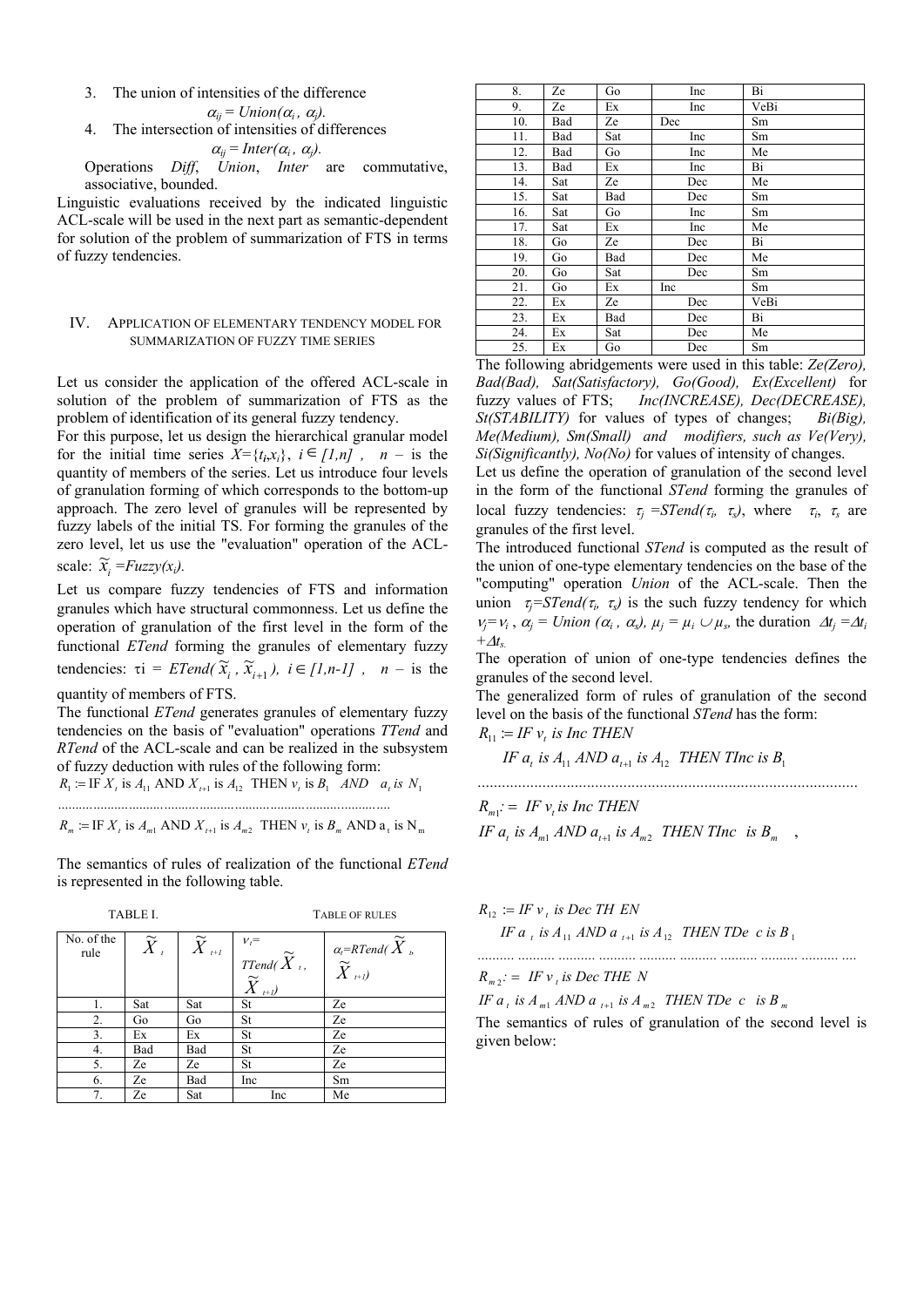3. The union of intensities of the difference

   $\alpha_{ij} = Union(\alpha_i, \alpha_j)$.

4. The intersection of intensities of differences

   $\alpha_{ij} = Inter(\alpha_i, \alpha_j)$.

Operations *Diff*, *Union*, *Inter* are commutative, associative, bounded.

Linguistic evaluations received by the indicated linguistic ACL-scale will be used in the next part as semantic-dependent for solution of the problem of summarization of FTS in terms of fuzzy tendencies.

## IV. Application of elementary tendency model for summarization of fuzzy time series

Let us consider the application of the offered ACL-scale in solution of the problem of summarization of FTS as the problem of identification of its general fuzzy tendency.

For this purpose, let us design the hierarchical granular model for the initial time series $X=\{t_i,x_i\}$, $i \in [1,n]$ , $n$ – is the quantity of members of the series. Let us introduce four levels of granulation forming of which corresponds to the bottom-up approach. The zero level of granules will be represented by fuzzy labels of the initial TS. For forming the granules of the zero level, let us use the "evaluation" operation of the ACL-scale: $\widetilde{x}_i = Fuzzy(x_i)$.

Let us compare fuzzy tendencies of FTS and information granules which have structural commonness. Let us define the operation of granulation of the first level in the form of the functional *ETend* forming the granules of elementary fuzzy tendencies: $\tau i = ETend(\widetilde{x}_i, \widetilde{x}_{i+1})$, $i \in [1,n-1]$ , $n$ – is the quantity of members of FTS.

The functional *ETend* generates granules of elementary fuzzy tendencies on the basis of "evaluation" operations *TTend* and *RTend* of the ACL-scale and can be realized in the subsystem of fuzzy deduction with rules of the following form:

$R_1 :=$ IF $X_t$ is $A_{11}$ AND $X_{t+1}$ is $A_{12}$ THEN $v_t$ is $B_1$ AND $a_t$ is $N_1$

.............................................................................................

$R_m :=$ IF $X_t$ is $A_{m1}$ AND $X_{t+1}$ is $A_{m2}$ THEN $v_t$ is $B_m$ AND $a_t$ is $N_m$

The semantics of rules of realization of the functional *ETend* is represented in the following table.

TABLE I. Table of rules

| No. of the rule | $\widetilde{X}_t$ | $\widetilde{X}_{t+1}$ | $v_t = TTend(\widetilde{X}_t, \widetilde{X}_{t+1})$ | $\alpha_t = RTend(\widetilde{X}_t, \widetilde{X}_{t+1})$ |
|---|---|---|---|---|
| 1. | Sat | Sat | St | Ze |
| 2. | Go | Go | St | Ze |
| 3. | Ex | Ex | St | Ze |
| 4. | Bad | Bad | St | Ze |
| 5. | Ze | Ze | St | Ze |
| 6. | Ze | Bad | Inc | Sm |
| 7. | Ze | Sat | Inc | Me |
| 8. | Ze | Go | Inc | Bi |
| 9. | Ze | Ex | Inc | VeBi |
| 10. | Bad | Ze | Dec | Sm |
| 11. | Bad | Sat | Inc | Sm |
| 12. | Bad | Go | Inc | Me |
| 13. | Bad | Ex | Inc | Bi |
| 14. | Sat | Ze | Dec | Me |
| 15. | Sat | Bad | Dec | Sm |
| 16. | Sat | Go | Inc | Sm |
| 17. | Sat | Ex | Inc | Me |
| 18. | Go | Ze | Dec | Bi |
| 19. | Go | Bad | Dec | Me |
| 20. | Go | Sat | Dec | Sm |
| 21. | Go | Ex | Inc | Sm |
| 22. | Ex | Ze | Dec | VeBi |
| 23. | Ex | Bad | Dec | Bi |
| 24. | Ex | Sat | Dec | Me |
| 25. | Ex | Go | Dec | Sm |

The following abridgements were used in this table: *Ze(Zero), Bad(Bad), Sat(Satisfactory), Go(Good), Ex(Excellent)* for fuzzy values of FTS; *Inc(INCREASE), Dec(DECREASE), St(STABILITY)* for values of types of changes; *Bi(Big), Me(Medium), Sm(Small)* and modifiers, such as *Ve(Very), Si(Significantly), No(No)* for values of intensity of changes.

Let us define the operation of granulation of the second level in the form of the functional *STend* forming the granules of local fuzzy tendencies: $\tau_j = STend(\tau_i, \tau_s)$, where $\tau_i$, $\tau_s$ are granules of the first level.

The introduced functional *STend* is computed as the result of the union of one-type elementary tendencies on the base of the "computing" operation *Union* of the ACL-scale. Then the union $\tau_j = STend(\tau_i, \tau_s)$ is the such fuzzy tendency for which $v_j = v_i$ , $\alpha_j = Union(\alpha_i, \alpha_s)$, $\mu_j = \mu_i \cup \mu_s$, the duration $\Delta t_j = \Delta t_i + \Delta t_s$.

The operation of union of one-type tendencies defines the granules of the second level.

The generalized form of rules of granulation of the second level on the basis of the functional *STend* has the form:

$R_{11} :=$ *IF* $v_t$ *is Inc THEN*

*IF* $a_t$ *is* $A_{11}$ *AND* $a_{t+1}$ *is* $A_{12}$ *THEN TInc is* $B_1$

.............................................................................................

$R_{m1} :=$ *IF* $v_t$ *is Inc THEN*

*IF* $a_t$ *is* $A_{m1}$ *AND* $a_{t+1}$ *is* $A_{m2}$ *THEN TInc is* $B_m$ ,

$R_{12} :=$ *IF* $v_t$ *is Dec THEN*

*IF* $a_t$ *is* $A_{11}$ *AND* $a_{t+1}$ *is* $A_{12}$ *THEN TDec is* $B_1$

.............................................................................................

$R_{m2} :=$ *IF* $v_t$ *is Dec THEN*

*IF* $a_t$ *is* $A_{m1}$ *AND* $a_{t+1}$ *is* $A_{m2}$ *THEN TDec is* $B_m$

The semantics of rules of granulation of the second level is given below: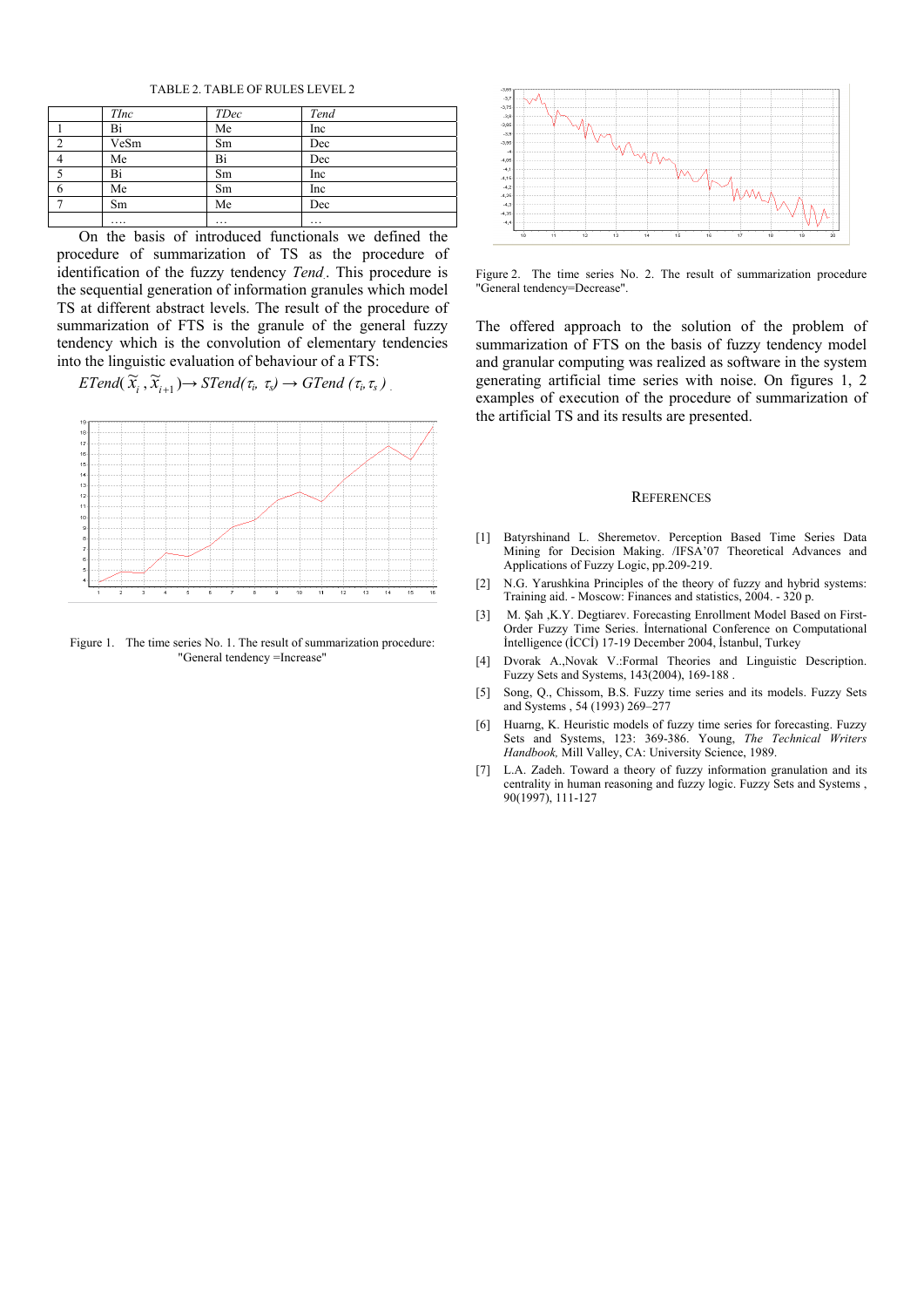TABLE 2. TABLE OF RULES LEVEL 2

| | *TInc* | *TDec* | *Tend* |
|---|---|---|---|
| 1 | Bi | Me | Inc |
| 2 | VeSm | Sm | Dec |
| 4 | Me | Bi | Dec |
| 5 | Bi | Sm | Inc |
| 6 | Me | Sm | Inc |
| 7 | Sm | Me | Dec |
| | …. | … | … |

On the basis of introduced functionals we defined the procedure of summarization of TS as the procedure of identification of the fuzzy tendency *Tend*. This procedure is the sequential generation of information granules which model TS at different abstract levels. The result of the procedure of summarization of FTS is the granule of the general fuzzy tendency which is the convolution of elementary tendencies into the linguistic evaluation of behaviour of a FTS:

$$ETend(\tilde{x}_i, \tilde{x}_{i+1}) \rightarrow STend(\tau_i, \tau_s) \rightarrow GTend(\tau_i, \tau_s).$$

19
18
17
16
15
14
13
12
11
10
9
8
7
6
5
4
1 2 3 4 5 6 7 8 9 10 11 12 13 14 15 16

Figure 1. The time series No. 1. The result of summarization procedure: "General tendency =Increase"

-3,65
-3,7
-3,75
-3,8
-3,85
-3,9
-3,95
-4
-4,05
-4,1
-4,15
-4,2
-4,25
-4,3
-4,35
-4,4
10 11 12 13 14 15 16 17 18 19 20

Figure 2. The time series No. 2. The result of summarization procedure "General tendency=Decrease".

The offered approach to the solution of the problem of summarization of FTS on the basis of fuzzy tendency model and granular computing was realized as software in the system generating artificial time series with noise. On figures 1, 2 examples of execution of the procedure of summarization of the artificial TS and its results are presented.

## REFERENCES

[1] Batyrshinand L. Sheremetov. Perception Based Time Series Data Mining for Decision Making. /IFSA'07 Theoretical Advances and Applications of Fuzzy Logic, pp.209-219.

[2] N.G. Yarushkina Principles of the theory of fuzzy and hybrid systems: Training aid. - Moscow: Finances and statistics, 2004. - 320 p.

[3] M. Şah ,K.Y. Degtiarev. Forecasting Enrollment Model Based on First-Order Fuzzy Time Series. International Conference on Computational İntelligence (İCCİ) 17-19 December 2004, İstanbul, Turkey

[4] Dvorak A.,Novak V.:Formal Theories and Linguistic Description. Fuzzy Sets and Systems, 143(2004), 169-188 .

[5] Song, Q., Chissom, B.S. Fuzzy time series and its models. Fuzzy Sets and Systems , 54 (1993) 269–277

[6] Huarng, K. Heuristic models of fuzzy time series for forecasting. Fuzzy Sets and Systems, 123: 369-386. Young, *The Technical Writers Handbook,* Mill Valley, CA: University Science, 1989.

[7] L.A. Zadeh. Toward a theory of fuzzy information granulation and its centrality in human reasoning and fuzzy logic. Fuzzy Sets and Systems , 90(1997), 111-127